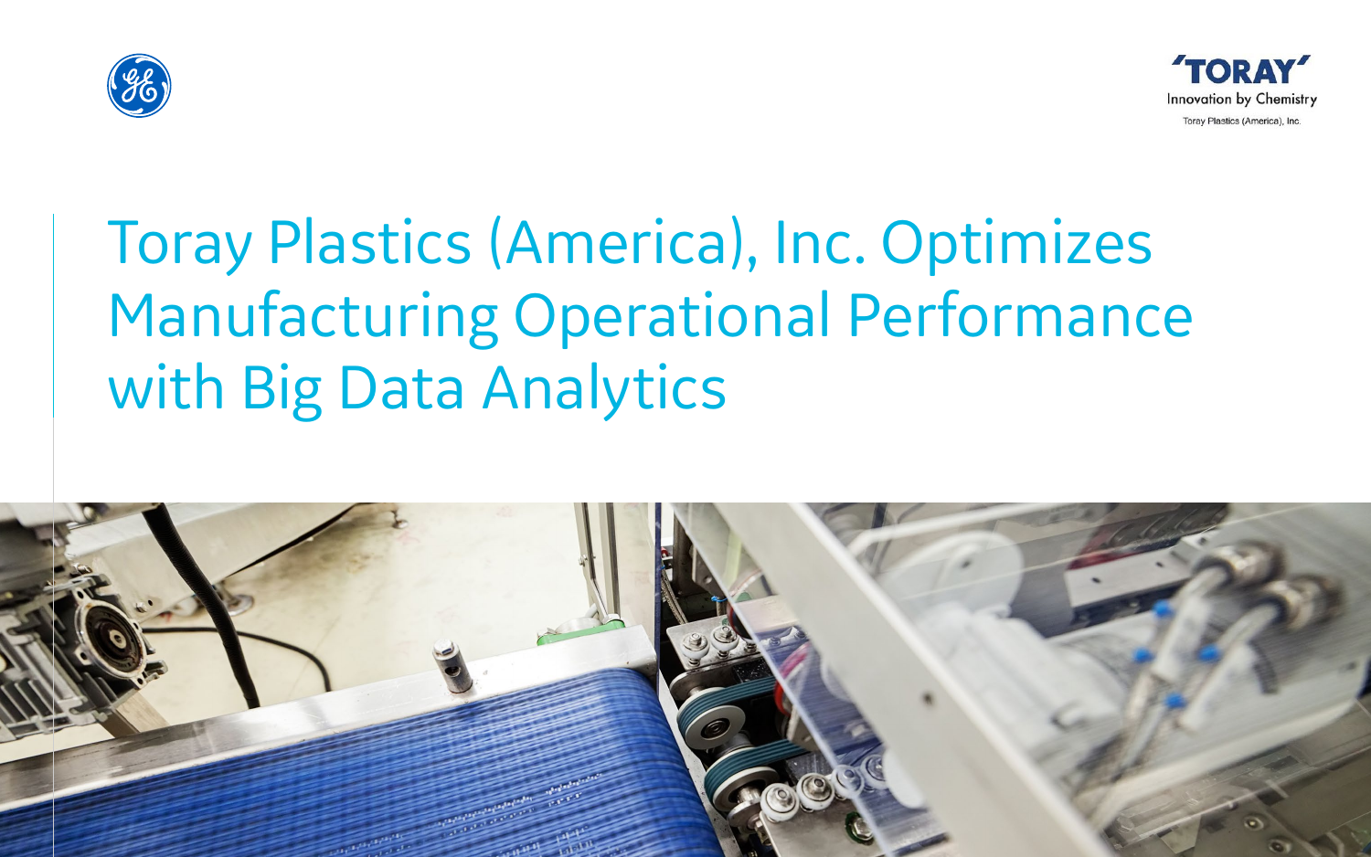'TORAY'
Innovation by Chemistry
Toray Plastics (America), Inc.

# Toray Plastics (America), Inc. Optimizes Manufacturing Operational Performance with Big Data Analytics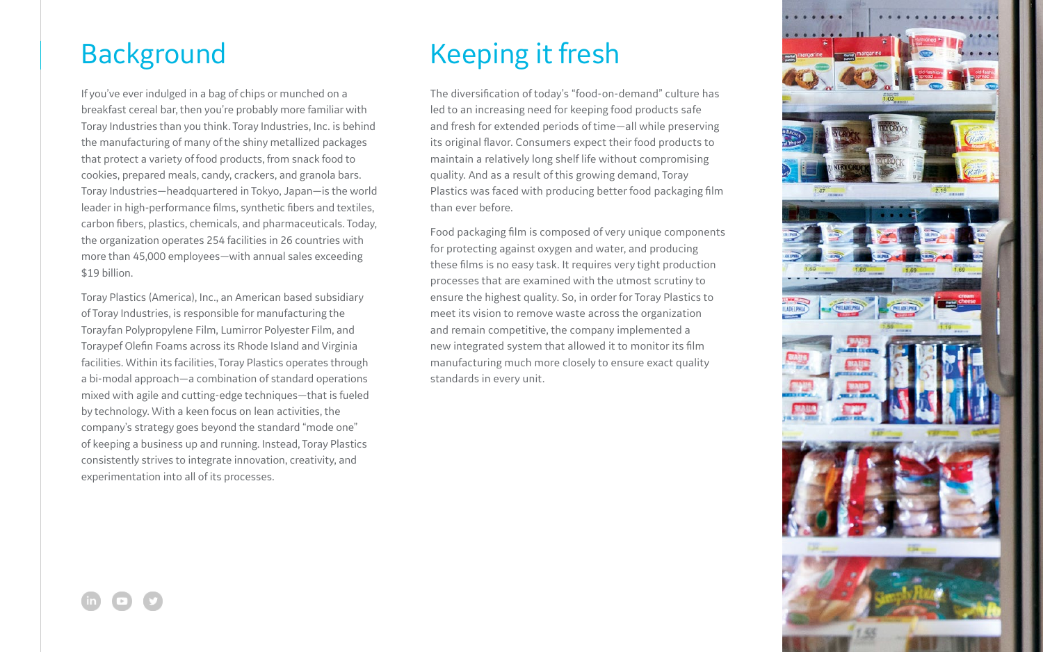## Background

If you've ever indulged in a bag of chips or munched on a breakfast cereal bar, then you're probably more familiar with Toray Industries than you think. Toray Industries, Inc. is behind the manufacturing of many of the shiny metallized packages that protect a variety of food products, from snack food to cookies, prepared meals, candy, crackers, and granola bars. Toray Industries—headquartered in Tokyo, Japan—is the world leader in high-performance films, synthetic fibers and textiles, carbon fibers, plastics, chemicals, and pharmaceuticals. Today, the organization operates 254 facilities in 26 countries with more than 45,000 employees—with annual sales exceeding $19 billion.

Toray Plastics (America), Inc., an American based subsidiary of Toray Industries, is responsible for manufacturing the Torayfan Polypropylene Film, Lumirror Polyester Film, and Toraypef Olefin Foams across its Rhode Island and Virginia facilities. Within its facilities, Toray Plastics operates through a bi-modal approach—a combination of standard operations mixed with agile and cutting-edge techniques—that is fueled by technology. With a keen focus on lean activities, the company's strategy goes beyond the standard "mode one" of keeping a business up and running. Instead, Toray Plastics consistently strives to integrate innovation, creativity, and experimentation into all of its processes.

## Keeping it fresh

The diversification of today's "food-on-demand" culture has led to an increasing need for keeping food products safe and fresh for extended periods of time—all while preserving its original flavor. Consumers expect their food products to maintain a relatively long shelf life without compromising quality. And as a result of this growing demand, Toray Plastics was faced with producing better food packaging film than ever before.

Food packaging film is composed of very unique components for protecting against oxygen and water, and producing these films is no easy task. It requires very tight production processes that are examined with the utmost scrutiny to ensure the highest quality. So, in order for Toray Plastics to meet its vision to remove waste across the organization and remain competitive, the company implemented a new integrated system that allowed it to monitor its film manufacturing much more closely to ensure exact quality standards in every unit.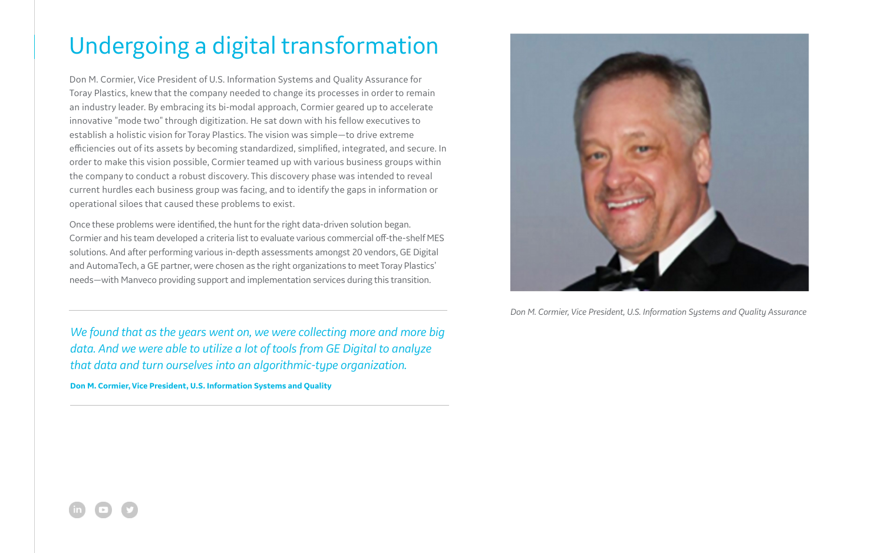# Undergoing a digital transformation

Don M. Cormier, Vice President of U.S. Information Systems and Quality Assurance for Toray Plastics, knew that the company needed to change its processes in order to remain an industry leader. By embracing its bi-modal approach, Cormier geared up to accelerate innovative "mode two" through digitization. He sat down with his fellow executives to establish a holistic vision for Toray Plastics. The vision was simple—to drive extreme efficiencies out of its assets by becoming standardized, simplified, integrated, and secure. In order to make this vision possible, Cormier teamed up with various business groups within the company to conduct a robust discovery. This discovery phase was intended to reveal current hurdles each business group was facing, and to identify the gaps in information or operational siloes that caused these problems to exist.

Once these problems were identified, the hunt for the right data-driven solution began. Cormier and his team developed a criteria list to evaluate various commercial off-the-shelf MES solutions. And after performing various in-depth assessments amongst 20 vendors, GE Digital and AutomaTech, a GE partner, were chosen as the right organizations to meet Toray Plastics' needs—with Manveco providing support and implementation services during this transition.

---

*We found that as the years went on, we were collecting more and more big data. And we were able to utilize a lot of tools from GE Digital to analyze that data and turn ourselves into an algorithmic-type organization.*

**Don M. Cormier, Vice President, U.S. Information Systems and Quality**

---

*Don M. Cormier, Vice President, U.S. Information Systems and Quality Assurance*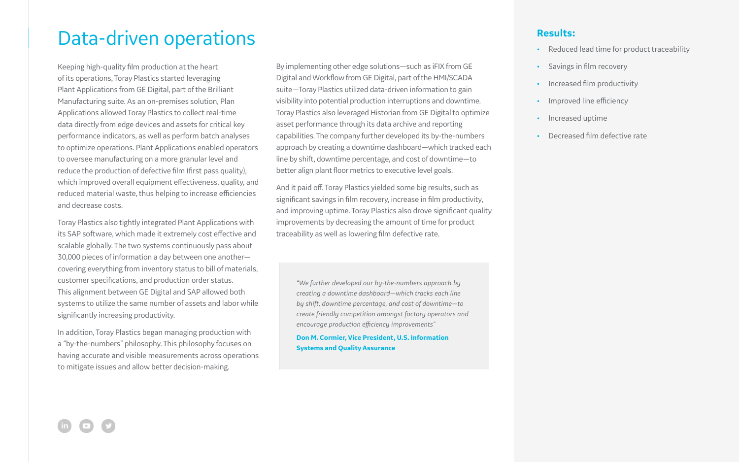# Data-driven operations

Keeping high-quality film production at the heart of its operations, Toray Plastics started leveraging Plant Applications from GE Digital, part of the Brilliant Manufacturing suite. As an on-premises solution, Plan Applications allowed Toray Plastics to collect real-time data directly from edge devices and assets for critical key performance indicators, as well as perform batch analyses to optimize operations. Plant Applications enabled operators to oversee manufacturing on a more granular level and reduce the production of defective film (first pass quality), which improved overall equipment effectiveness, quality, and reduced material waste, thus helping to increase efficiencies and decrease costs.

Toray Plastics also tightly integrated Plant Applications with its SAP software, which made it extremely cost effective and scalable globally. The two systems continuously pass about 30,000 pieces of information a day between one another—covering everything from inventory status to bill of materials, customer specifications, and production order status. This alignment between GE Digital and SAP allowed both systems to utilize the same number of assets and labor while significantly increasing productivity.

In addition, Toray Plastics began managing production with a "by-the-numbers" philosophy. This philosophy focuses on having accurate and visible measurements across operations to mitigate issues and allow better decision-making.

By implementing other edge solutions—such as iFIX from GE Digital and Workflow from GE Digital, part of the HMI/SCADA suite—Toray Plastics utilized data-driven information to gain visibility into potential production interruptions and downtime. Toray Plastics also leveraged Historian from GE Digital to optimize asset performance through its data archive and reporting capabilities. The company further developed its by-the-numbers approach by creating a downtime dashboard—which tracked each line by shift, downtime percentage, and cost of downtime—to better align plant floor metrics to executive level goals.

And it paid off. Toray Plastics yielded some big results, such as significant savings in film recovery, increase in film productivity, and improving uptime. Toray Plastics also drove significant quality improvements by decreasing the amount of time for product traceability as well as lowering film defective rate.

> *"We further developed our by-the-numbers approach by creating a downtime dashboard—which tracks each line by shift, downtime percentage, and cost of downtime—to create friendly competition amongst factory operators and encourage production efficiency improvements"*
>
> **Don M. Cormier, Vice President, U.S. Information Systems and Quality Assurance**

## Results:

- Reduced lead time for product traceability
- Savings in film recovery
- Increased film productivity
- Improved line efficiency
- Increased uptime
- Decreased film defective rate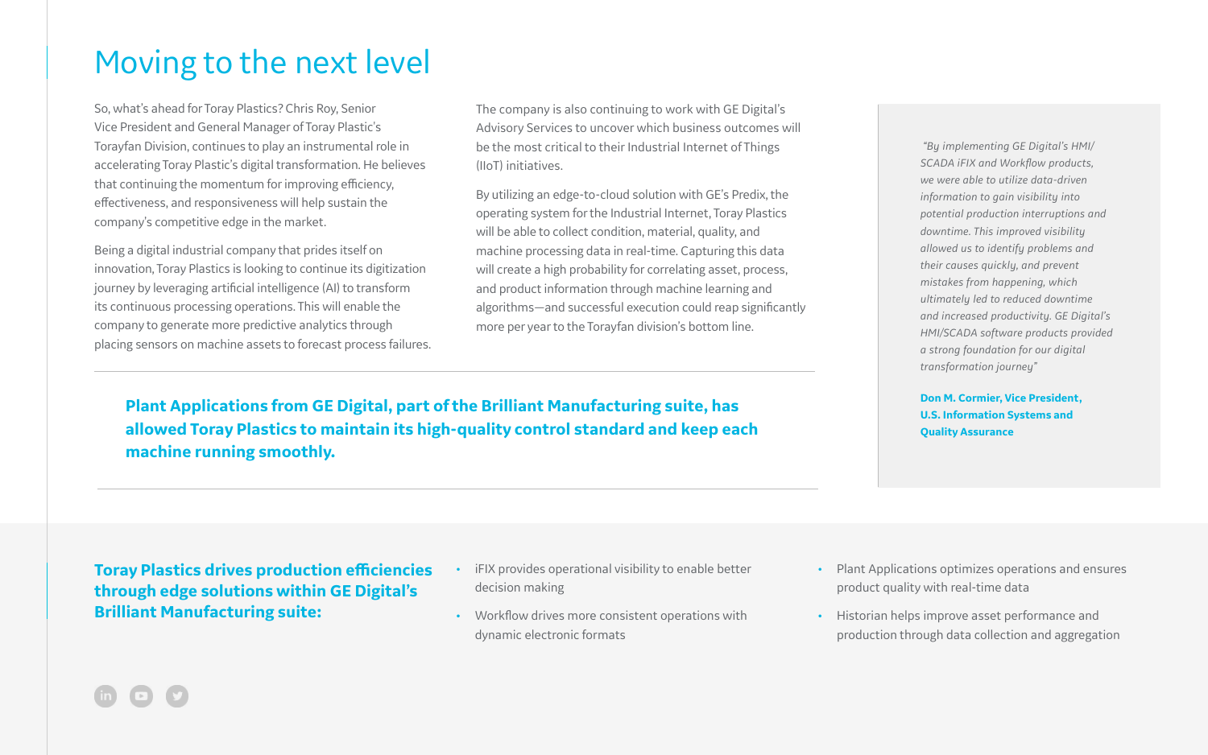# Moving to the next level

So, what's ahead for Toray Plastics? Chris Roy, Senior Vice President and General Manager of Toray Plastic's Torayfan Division, continues to play an instrumental role in accelerating Toray Plastic's digital transformation. He believes that continuing the momentum for improving efficiency, effectiveness, and responsiveness will help sustain the company's competitive edge in the market.

Being a digital industrial company that prides itself on innovation, Toray Plastics is looking to continue its digitization journey by leveraging artificial intelligence (AI) to transform its continuous processing operations. This will enable the company to generate more predictive analytics through placing sensors on machine assets to forecast process failures.

The company is also continuing to work with GE Digital's Advisory Services to uncover which business outcomes will be the most critical to their Industrial Internet of Things (IIoT) initiatives.

By utilizing an edge-to-cloud solution with GE's Predix, the operating system for the Industrial Internet, Toray Plastics will be able to collect condition, material, quality, and machine processing data in real-time. Capturing this data will create a high probability for correlating asset, process, and product information through machine learning and algorithms—and successful execution could reap significantly more per year to the Torayfan division's bottom line.

**Plant Applications from GE Digital, part of the Brilliant Manufacturing suite, has allowed Toray Plastics to maintain its high-quality control standard and keep each machine running smoothly.**

> *"By implementing GE Digital's HMI/SCADA iFIX and Workflow products, we were able to utilize data-driven information to gain visibility into potential production interruptions and downtime. This improved visibility allowed us to identify problems and their causes quickly, and prevent mistakes from happening, which ultimately led to reduced downtime and increased productivity. GE Digital's HMI/SCADA software products provided a strong foundation for our digital transformation journey"*
>
> **Don M. Cormier, Vice President, U.S. Information Systems and Quality Assurance**

**Toray Plastics drives production efficiencies through edge solutions within GE Digital's Brilliant Manufacturing suite:**

- iFIX provides operational visibility to enable better decision making
- Workflow drives more consistent operations with dynamic electronic formats
- Plant Applications optimizes operations and ensures product quality with real-time data
- Historian helps improve asset performance and production through data collection and aggregation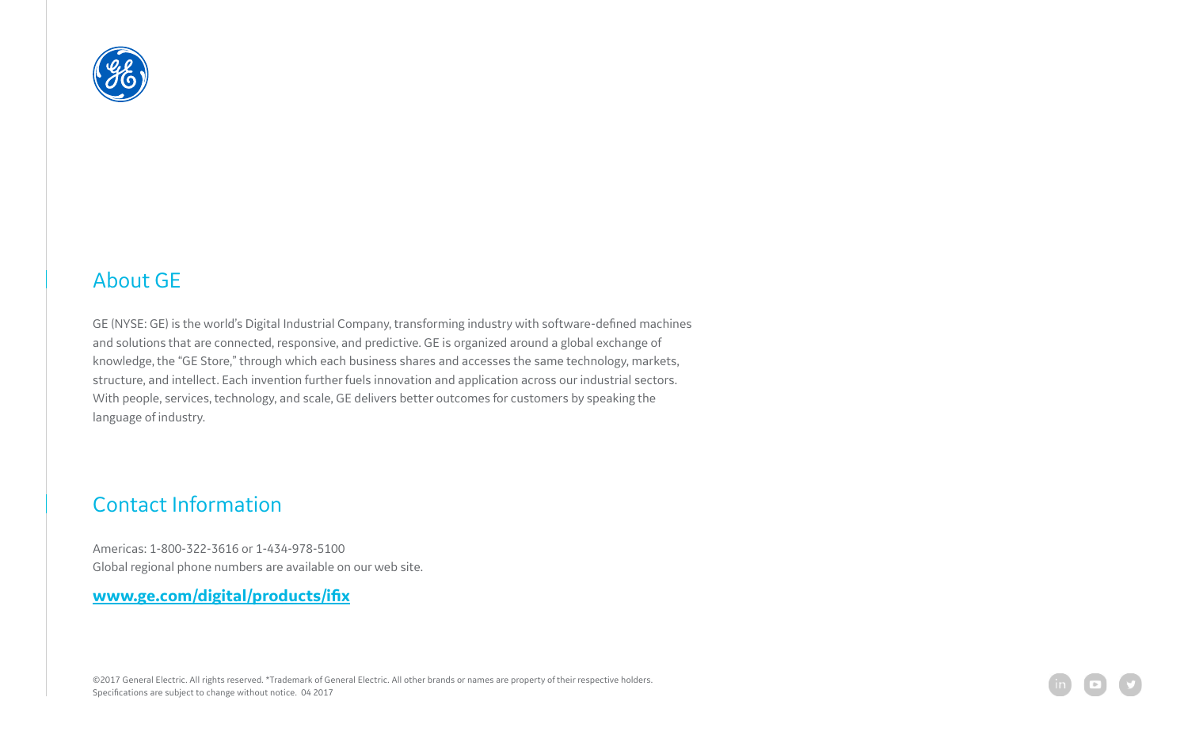## About GE

GE (NYSE: GE) is the world's Digital Industrial Company, transforming industry with software-defined machines and solutions that are connected, responsive, and predictive. GE is organized around a global exchange of knowledge, the "GE Store," through which each business shares and accesses the same technology, markets, structure, and intellect. Each invention further fuels innovation and application across our industrial sectors. With people, services, technology, and scale, GE delivers better outcomes for customers by speaking the language of industry.

## Contact Information

Americas: 1-800-322-3616 or 1-434-978-5100
Global regional phone numbers are available on our web site.

**www.ge.com/digital/products/ifix**

©2017 General Electric. All rights reserved. *Trademark of General Electric. All other brands or names are property of their respective holders. Specifications are subject to change without notice. 04 2017